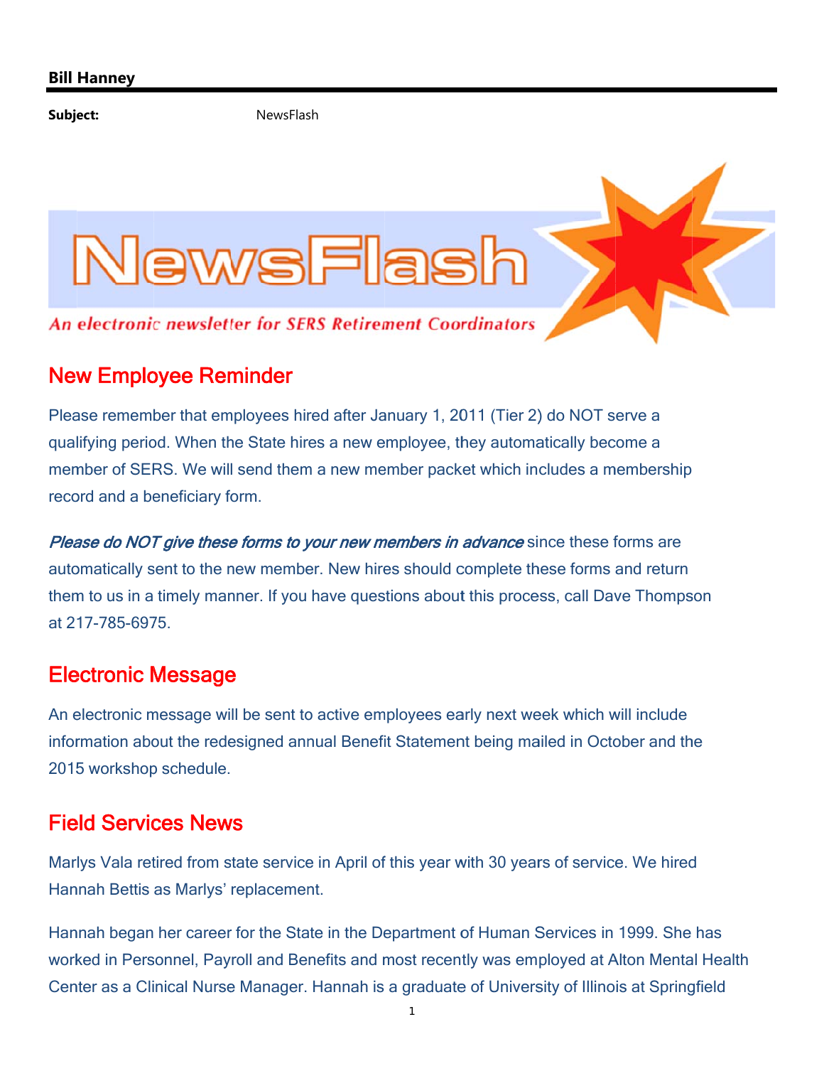**Bill Hanney**

**Subject:** NewsFlash

# NewsFlash

*An electronic newsletter for SERS Retirement Coordinators*

## New Employee Reminder

Please remember that employees hired after January 1, 2011 (Tier 2) do NOT serve a qualifying period. When the State hires a new employee, they automatically become a member of SERS. We will send them a new member packet which includes a membership record and a beneficiary form.

***Please do NOT give these forms to your new members in advance*** since these forms are automatically sent to the new member. New hires should complete these forms and return them to us in a timely manner. If you have questions about this process, call Dave Thompson at 217-785-6975.

## Electronic Message

An electronic message will be sent to active employees early next week which will include information about the redesigned annual Benefit Statement being mailed in October and the 2015 workshop schedule.

## Field Services News

Marlys Vala retired from state service in April of this year with 30 years of service. We hired Hannah Bettis as Marlys' replacement.

Hannah began her career for the State in the Department of Human Services in 1999. She has worked in Personnel, Payroll and Benefits and most recently was employed at Alton Mental Health Center as a Clinical Nurse Manager. Hannah is a graduate of University of Illinois at Springfield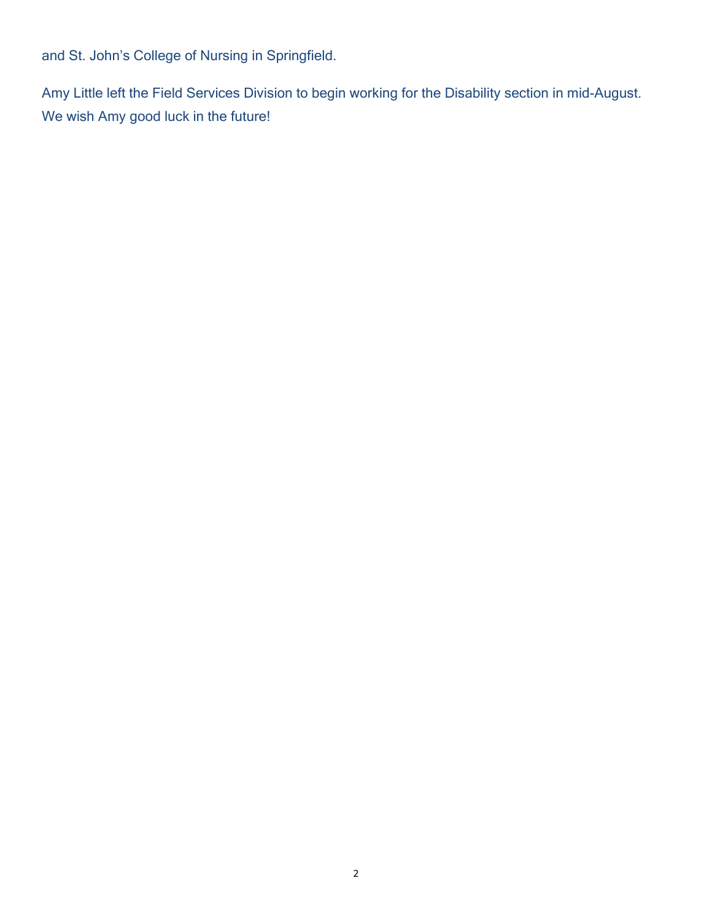and St. John's College of Nursing in Springfield.

Amy Little left the Field Services Division to begin working for the Disability section in mid-August. We wish Amy good luck in the future!